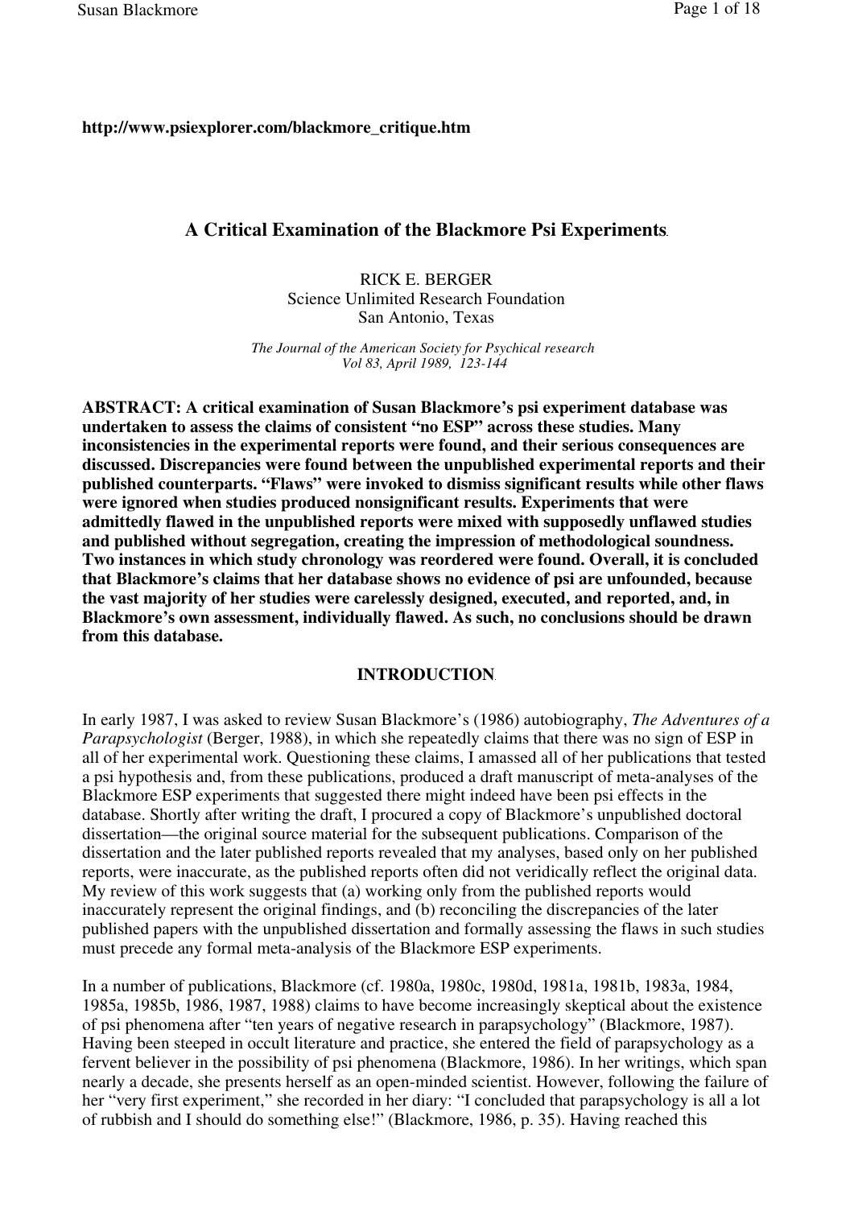**http://www.psiexplorer.com/blackmore_critique.htm**

# A Critical Examination of the Blackmore Psi Experiments.

RICK E. BERGER
Science Unlimited Research Foundation
San Antonio, Texas

*The Journal of the American Society for Psychical research*
*Vol 83, April 1989, 123-144*

**ABSTRACT: A critical examination of Susan Blackmore's psi experiment database was undertaken to assess the claims of consistent "no ESP" across these studies. Many inconsistencies in the experimental reports were found, and their serious consequences are discussed. Discrepancies were found between the unpublished experimental reports and their published counterparts. "Flaws" were invoked to dismiss significant results while other flaws were ignored when studies produced nonsignificant results. Experiments that were admittedly flawed in the unpublished reports were mixed with supposedly unflawed studies and published without segregation, creating the impression of methodological soundness. Two instances in which study chronology was reordered were found. Overall, it is concluded that Blackmore's claims that her database shows no evidence of psi are unfounded, because the vast majority of her studies were carelessly designed, executed, and reported, and, in Blackmore's own assessment, individually flawed. As such, no conclusions should be drawn from this database.**

## INTRODUCTION.

In early 1987, I was asked to review Susan Blackmore's (1986) autobiography, *The Adventures of a Parapsychologist* (Berger, 1988), in which she repeatedly claims that there was no sign of ESP in all of her experimental work. Questioning these claims, I amassed all of her publications that tested a psi hypothesis and, from these publications, produced a draft manuscript of meta-analyses of the Blackmore ESP experiments that suggested there might indeed have been psi effects in the database. Shortly after writing the draft, I procured a copy of Blackmore's unpublished doctoral dissertation—the original source material for the subsequent publications. Comparison of the dissertation and the later published reports revealed that my analyses, based only on her published reports, were inaccurate, as the published reports often did not veridically reflect the original data. My review of this work suggests that (a) working only from the published reports would inaccurately represent the original findings, and (b) reconciling the discrepancies of the later published papers with the unpublished dissertation and formally assessing the flaws in such studies must precede any formal meta-analysis of the Blackmore ESP experiments.

In a number of publications, Blackmore (cf. 1980a, 1980c, 1980d, 1981a, 1981b, 1983a, 1984, 1985a, 1985b, 1986, 1987, 1988) claims to have become increasingly skeptical about the existence of psi phenomena after "ten years of negative research in parapsychology" (Blackmore, 1987). Having been steeped in occult literature and practice, she entered the field of parapsychology as a fervent believer in the possibility of psi phenomena (Blackmore, 1986). In her writings, which span nearly a decade, she presents herself as an open-minded scientist. However, following the failure of her "very first experiment," she recorded in her diary: "I concluded that parapsychology is all a lot of rubbish and I should do something else!" (Blackmore, 1986, p. 35). Having reached this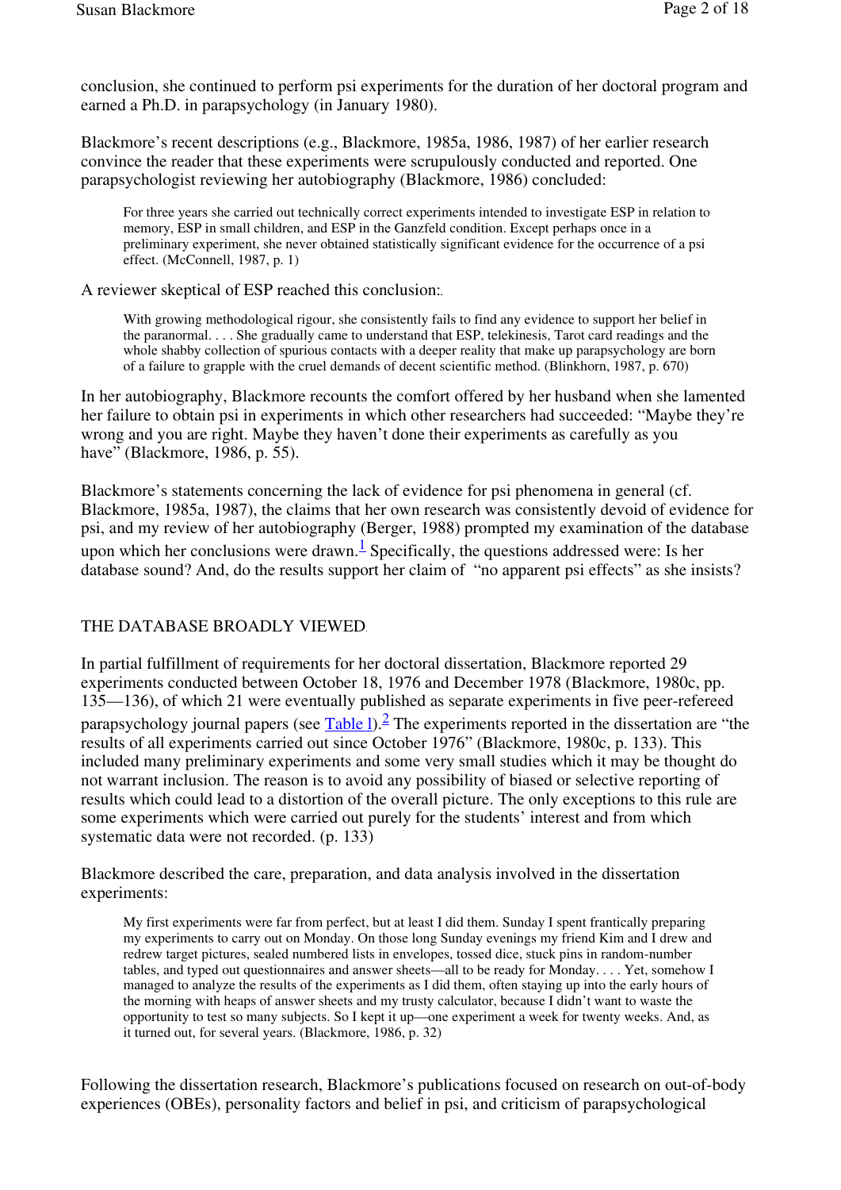conclusion, she continued to perform psi experiments for the duration of her doctoral program and earned a Ph.D. in parapsychology (in January 1980).

Blackmore's recent descriptions (e.g., Blackmore, 1985a, 1986, 1987) of her earlier research convince the reader that these experiments were scrupulously conducted and reported. One parapsychologist reviewing her autobiography (Blackmore, 1986) concluded:

> For three years she carried out technically correct experiments intended to investigate ESP in relation to memory, ESP in small children, and ESP in the Ganzfeld condition. Except perhaps once in a preliminary experiment, she never obtained statistically significant evidence for the occurrence of a psi effect. (McConnell, 1987, p. 1)

A reviewer skeptical of ESP reached this conclusion:

> With growing methodological rigour, she consistently fails to find any evidence to support her belief in the paranormal. . . . She gradually came to understand that ESP, telekinesis, Tarot card readings and the whole shabby collection of spurious contacts with a deeper reality that make up parapsychology are born of a failure to grapple with the cruel demands of decent scientific method. (Blinkhorn, 1987, p. 670)

In her autobiography, Blackmore recounts the comfort offered by her husband when she lamented her failure to obtain psi in experiments in which other researchers had succeeded: "Maybe they're wrong and you are right. Maybe they haven't done their experiments as carefully as you have" (Blackmore, 1986, p. 55).

Blackmore's statements concerning the lack of evidence for psi phenomena in general (cf. Blackmore, 1985a, 1987), the claims that her own research was consistently devoid of evidence for psi, and my review of her autobiography (Berger, 1988) prompted my examination of the database upon which her conclusions were drawn.[1] Specifically, the questions addressed were: Is her database sound? And, do the results support her claim of "no apparent psi effects" as she insists?

## THE DATABASE BROADLY VIEWED

In partial fulfillment of requirements for her doctoral dissertation, Blackmore reported 29 experiments conducted between October 18, 1976 and December 1978 (Blackmore, 1980c, pp. 135—136), of which 21 were eventually published as separate experiments in five peer-refereed parapsychology journal papers (see Table 1).[2] The experiments reported in the dissertation are "the results of all experiments carried out since October 1976" (Blackmore, 1980c, p. 133). This included many preliminary experiments and some very small studies which it may be thought do not warrant inclusion. The reason is to avoid any possibility of biased or selective reporting of results which could lead to a distortion of the overall picture. The only exceptions to this rule are some experiments which were carried out purely for the students' interest and from which systematic data were not recorded. (p. 133)

Blackmore described the care, preparation, and data analysis involved in the dissertation experiments:

> My first experiments were far from perfect, but at least I did them. Sunday I spent frantically preparing my experiments to carry out on Monday. On those long Sunday evenings my friend Kim and I drew and redrew target pictures, sealed numbered lists in envelopes, tossed dice, stuck pins in random-number tables, and typed out questionnaires and answer sheets—all to be ready for Monday. . . . Yet, somehow I managed to analyze the results of the experiments as I did them, often staying up into the early hours of the morning with heaps of answer sheets and my trusty calculator, because I didn't want to waste the opportunity to test so many subjects. So I kept it up—one experiment a week for twenty weeks. And, as it turned out, for several years. (Blackmore, 1986, p. 32)

Following the dissertation research, Blackmore's publications focused on research on out-of-body experiences (OBEs), personality factors and belief in psi, and criticism of parapsychological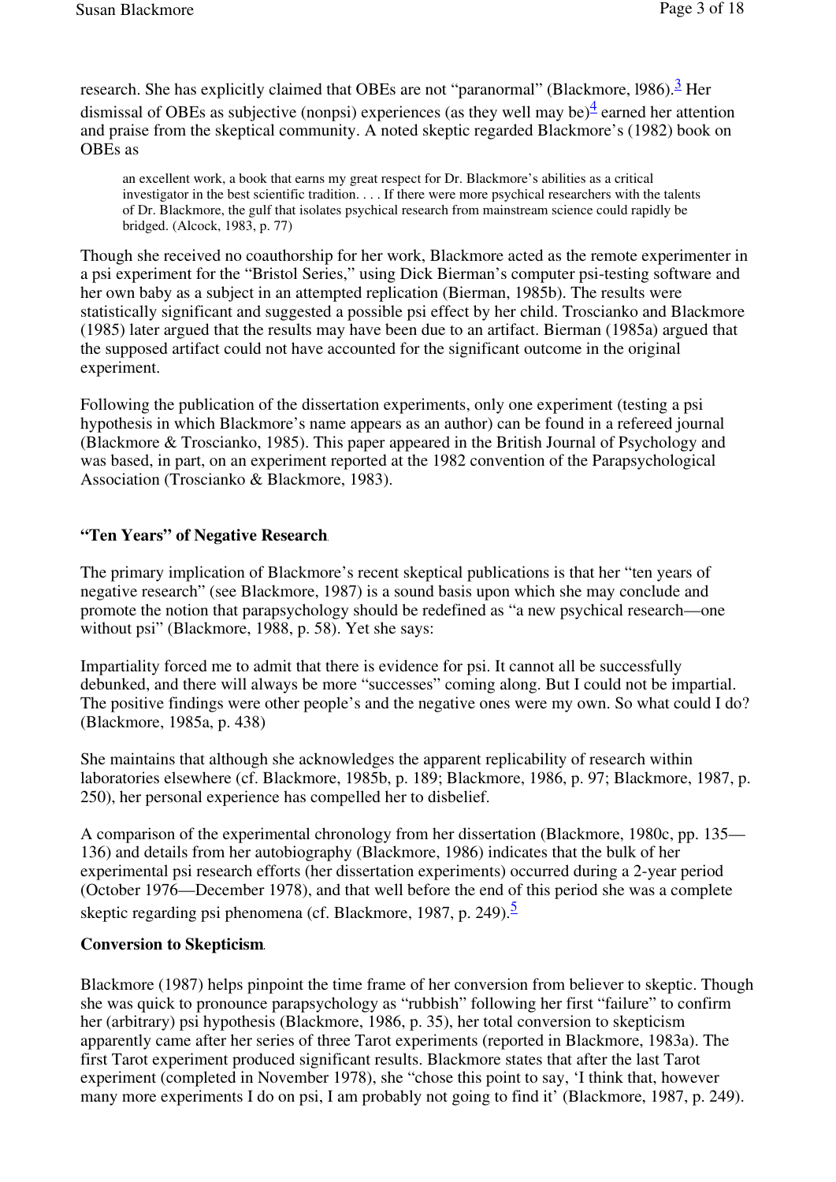research. She has explicitly claimed that OBEs are not “paranormal” (Blackmore, l986).[3] Her dismissal of OBEs as subjective (nonpsi) experiences (as they well may be)[4] earned her attention and praise from the skeptical community. A noted skeptic regarded Blackmore’s (1982) book on OBEs as

> an excellent work, a book that earns my great respect for Dr. Blackmore’s abilities as a critical investigator in the best scientific tradition. . . . If there were more psychical researchers with the talents of Dr. Blackmore, the gulf that isolates psychical research from mainstream science could rapidly be bridged. (Alcock, 1983, p. 77)

Though she received no coauthorship for her work, Blackmore acted as the remote experimenter in a psi experiment for the “Bristol Series,” using Dick Bierman’s computer psi-testing software and her own baby as a subject in an attempted replication (Bierman, 1985b). The results were statistically significant and suggested a possible psi effect by her child. Troscianko and Blackmore (1985) later argued that the results may have been due to an artifact. Bierman (1985a) argued that the supposed artifact could not have accounted for the significant outcome in the original experiment.

Following the publication of the dissertation experiments, only one experiment (testing a psi hypothesis in which Blackmore’s name appears as an author) can be found in a refereed journal (Blackmore & Troscianko, 1985). This paper appeared in the British Journal of Psychology and was based, in part, on an experiment reported at the 1982 convention of the Parapsychological Association (Troscianko & Blackmore, 1983).

**“Ten Years” of Negative Research**.

The primary implication of Blackmore’s recent skeptical publications is that her “ten years of negative research” (see Blackmore, 1987) is a sound basis upon which she may conclude and promote the notion that parapsychology should be redefined as “a new psychical research—one without psi” (Blackmore, 1988, p. 58). Yet she says:

Impartiality forced me to admit that there is evidence for psi. It cannot all be successfully debunked, and there will always be more “successes” coming along. But I could not be impartial. The positive findings were other people’s and the negative ones were my own. So what could I do? (Blackmore, 1985a, p. 438)

She maintains that although she acknowledges the apparent replicability of research within laboratories elsewhere (cf. Blackmore, 1985b, p. 189; Blackmore, 1986, p. 97; Blackmore, 1987, p. 250), her personal experience has compelled her to disbelief.

A comparison of the experimental chronology from her dissertation (Blackmore, 1980c, pp. 135—136) and details from her autobiography (Blackmore, 1986) indicates that the bulk of her experimental psi research efforts (her dissertation experiments) occurred during a 2-year period (October 1976—December 1978), and that well before the end of this period she was a complete skeptic regarding psi phenomena (cf. Blackmore, 1987, p. 249).[5]

**Conversion to Skepticism**.

Blackmore (1987) helps pinpoint the time frame of her conversion from believer to skeptic. Though she was quick to pronounce parapsychology as “rubbish” following her first “failure” to confirm her (arbitrary) psi hypothesis (Blackmore, 1986, p. 35), her total conversion to skepticism apparently came after her series of three Tarot experiments (reported in Blackmore, 1983a). The first Tarot experiment produced significant results. Blackmore states that after the last Tarot experiment (completed in November 1978), she “chose this point to say, ‘I think that, however many more experiments I do on psi, I am probably not going to find it’ (Blackmore, 1987, p. 249).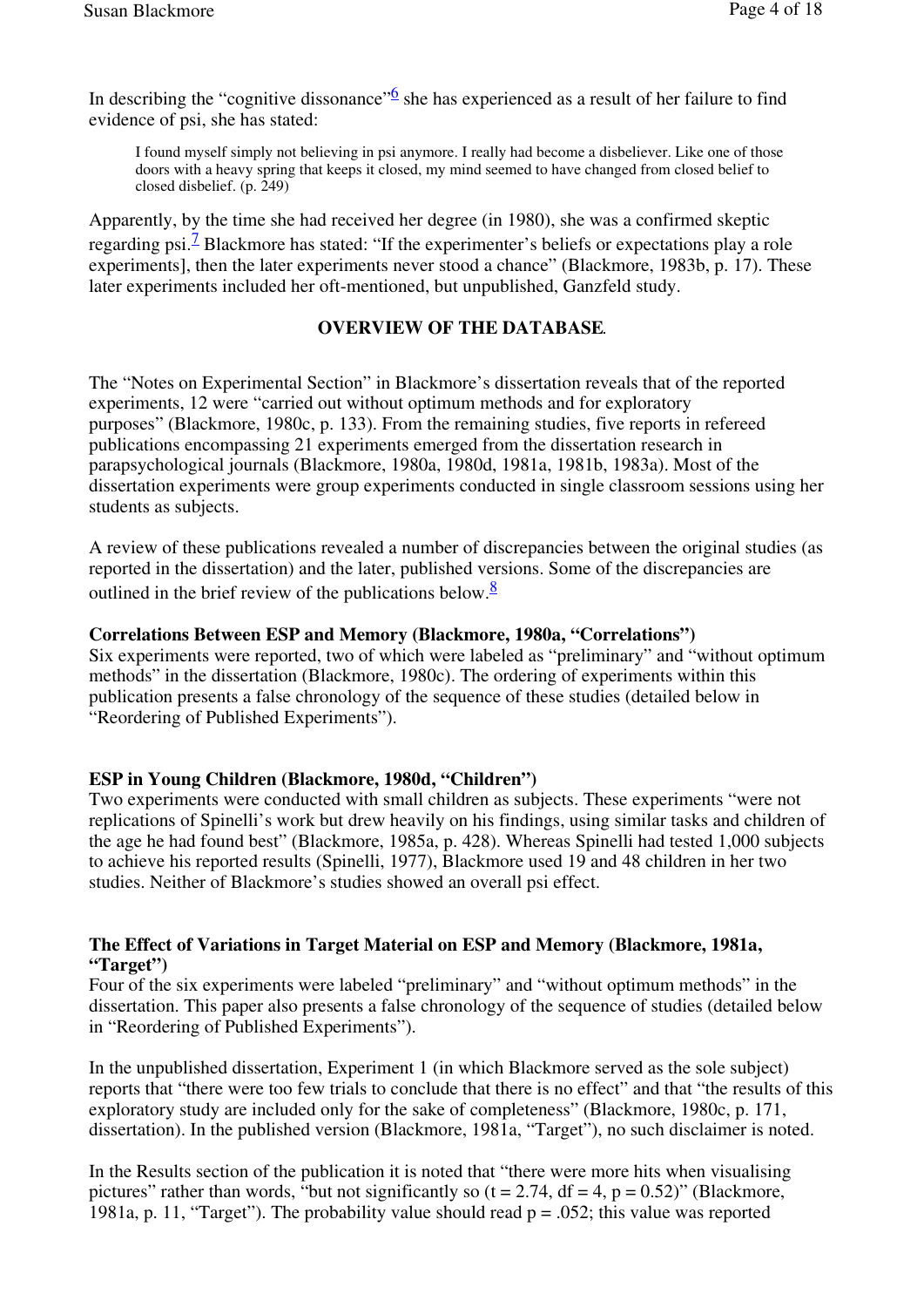In describing the "cognitive dissonance"[6] she has experienced as a result of her failure to find evidence of psi, she has stated:

> I found myself simply not believing in psi anymore. I really had become a disbeliever. Like one of those doors with a heavy spring that keeps it closed, my mind seemed to have changed from closed belief to closed disbelief. (p. 249)

Apparently, by the time she had received her degree (in 1980), she was a confirmed skeptic regarding psi.[7] Blackmore has stated: "If the experimenter's beliefs or expectations play a role experiments], then the later experiments never stood a chance" (Blackmore, 1983b, p. 17). These later experiments included her oft-mentioned, but unpublished, Ganzfeld study.

## OVERVIEW OF THE DATABASE.

The "Notes on Experimental Section" in Blackmore's dissertation reveals that of the reported experiments, 12 were "carried out without optimum methods and for exploratory purposes" (Blackmore, 1980c, p. 133). From the remaining studies, five reports in refereed publications encompassing 21 experiments emerged from the dissertation research in parapsychological journals (Blackmore, 1980a, 1980d, 1981a, 1981b, 1983a). Most of the dissertation experiments were group experiments conducted in single classroom sessions using her students as subjects.

A review of these publications revealed a number of discrepancies between the original studies (as reported in the dissertation) and the later, published versions. Some of the discrepancies are outlined in the brief review of the publications below.[8]

**Correlations Between ESP and Memory (Blackmore, 1980a, "Correlations")**
Six experiments were reported, two of which were labeled as "preliminary" and "without optimum methods" in the dissertation (Blackmore, 1980c). The ordering of experiments within this publication presents a false chronology of the sequence of these studies (detailed below in "Reordering of Published Experiments").

**ESP in Young Children (Blackmore, 1980d, "Children")**
Two experiments were conducted with small children as subjects. These experiments "were not replications of Spinelli's work but drew heavily on his findings, using similar tasks and children of the age he had found best" (Blackmore, 1985a, p. 428). Whereas Spinelli had tested 1,000 subjects to achieve his reported results (Spinelli, 1977), Blackmore used 19 and 48 children in her two studies. Neither of Blackmore's studies showed an overall psi effect.

**The Effect of Variations in Target Material on ESP and Memory (Blackmore, 1981a, "Target")**
Four of the six experiments were labeled "preliminary" and "without optimum methods" in the dissertation. This paper also presents a false chronology of the sequence of studies (detailed below in "Reordering of Published Experiments").

In the unpublished dissertation, Experiment 1 (in which Blackmore served as the sole subject) reports that "there were too few trials to conclude that there is no effect" and that "the results of this exploratory study are included only for the sake of completeness" (Blackmore, 1980c, p. 171, dissertation). In the published version (Blackmore, 1981a, "Target"), no such disclaimer is noted.

In the Results section of the publication it is noted that "there were more hits when visualising pictures" rather than words, "but not significantly so ($t = 2.74$, $df = 4$, $p = 0.52$)" (Blackmore, 1981a, p. 11, "Target"). The probability value should read $p = .052$; this value was reported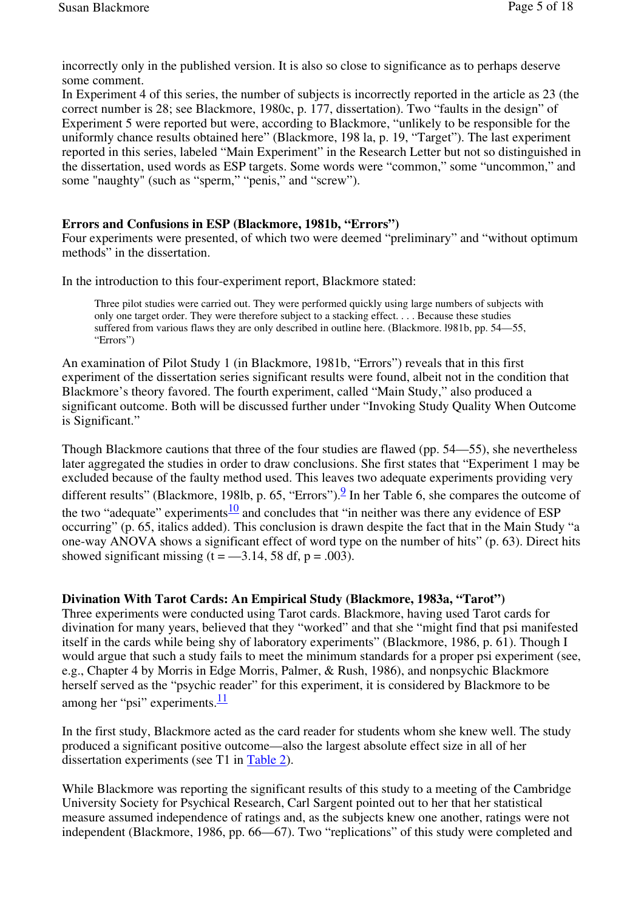incorrectly only in the published version. It is also so close to significance as to perhaps deserve some comment.

In Experiment 4 of this series, the number of subjects is incorrectly reported in the article as 23 (the correct number is 28; see Blackmore, 1980c, p. 177, dissertation). Two "faults in the design" of Experiment 5 were reported but were, according to Blackmore, "unlikely to be responsible for the uniformly chance results obtained here" (Blackmore, 198 la, p. 19, "Target"). The last experiment reported in this series, labeled "Main Experiment" in the Research Letter but not so distinguished in the dissertation, used words as ESP targets. Some words were "common," some "uncommon," and some "naughty" (such as "sperm," "penis," and "screw").

**Errors and Confusions in ESP (Blackmore, 1981b, "Errors")**

Four experiments were presented, of which two were deemed "preliminary" and "without optimum methods" in the dissertation.

In the introduction to this four-experiment report, Blackmore stated:

> Three pilot studies were carried out. They were performed quickly using large numbers of subjects with only one target order. They were therefore subject to a stacking effect. . . . Because these studies suffered from various flaws they are only described in outline here. (Blackmore. l981b, pp. 54—55, "Errors")

An examination of Pilot Study 1 (in Blackmore, 1981b, "Errors") reveals that in this first experiment of the dissertation series significant results were found, albeit not in the condition that Blackmore's theory favored. The fourth experiment, called "Main Study," also produced a significant outcome. Both will be discussed further under "Invoking Study Quality When Outcome is Significant."

Though Blackmore cautions that three of the four studies are flawed (pp. 54—55), she nevertheless later aggregated the studies in order to draw conclusions. She first states that "Experiment 1 may be excluded because of the faulty method used. This leaves two adequate experiments providing very different results" (Blackmore, 198lb, p. 65, "Errors").[9] In her Table 6, she compares the outcome of the two "adequate" experiments[10] and concludes that "in neither was there any evidence of ESP occurring" (p. 65, italics added). This conclusion is drawn despite the fact that in the Main Study "a one-way ANOVA shows a significant effect of word type on the number of hits" (p. 63). Direct hits showed significant missing ($t = -3.14$, 58 df, $p = .003$).

**Divination With Tarot Cards: An Empirical Study (Blackmore, 1983a, "Tarot")**

Three experiments were conducted using Tarot cards. Blackmore, having used Tarot cards for divination for many years, believed that they "worked" and that she "might find that psi manifested itself in the cards while being shy of laboratory experiments" (Blackmore, 1986, p. 61). Though I would argue that such a study fails to meet the minimum standards for a proper psi experiment (see, e.g., Chapter 4 by Morris in Edge Morris, Palmer, & Rush, 1986), and nonpsychic Blackmore herself served as the "psychic reader" for this experiment, it is considered by Blackmore to be among her "psi" experiments.[11]

In the first study, Blackmore acted as the card reader for students whom she knew well. The study produced a significant positive outcome—also the largest absolute effect size in all of her dissertation experiments (see T1 in Table 2).

While Blackmore was reporting the significant results of this study to a meeting of the Cambridge University Society for Psychical Research, Carl Sargent pointed out to her that her statistical measure assumed independence of ratings and, as the subjects knew one another, ratings were not independent (Blackmore, 1986, pp. 66—67). Two "replications" of this study were completed and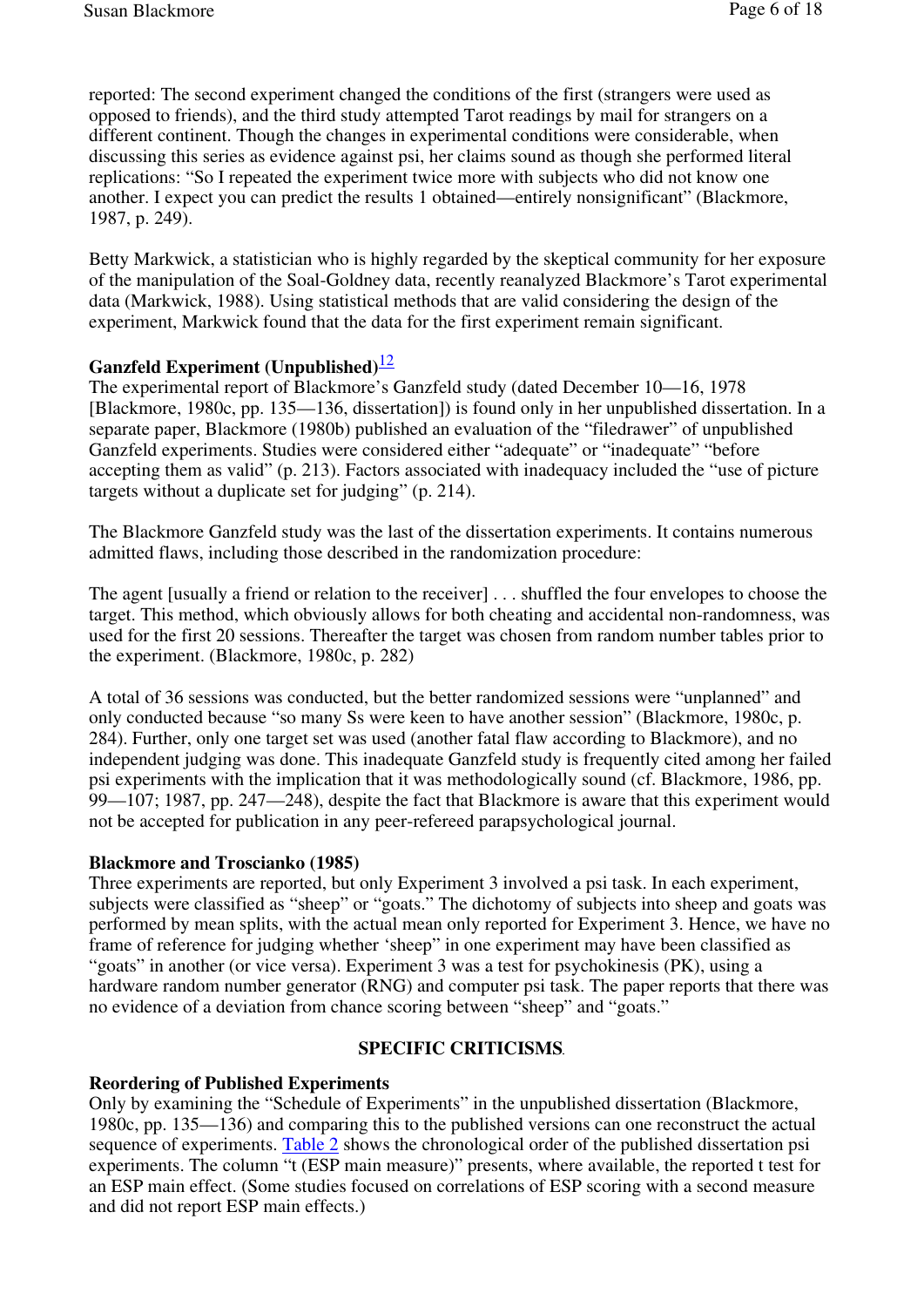reported: The second experiment changed the conditions of the first (strangers were used as opposed to friends), and the third study attempted Tarot readings by mail for strangers on a different continent. Though the changes in experimental conditions were considerable, when discussing this series as evidence against psi, her claims sound as though she performed literal replications: "So I repeated the experiment twice more with subjects who did not know one another. I expect you can predict the results 1 obtained—entirely nonsignificant" (Blackmore, 1987, p. 249).

Betty Markwick, a statistician who is highly regarded by the skeptical community for her exposure of the manipulation of the Soal-Goldney data, recently reanalyzed Blackmore's Tarot experimental data (Markwick, 1988). Using statistical methods that are valid considering the design of the experiment, Markwick found that the data for the first experiment remain significant.

### Ganzfeld Experiment (Unpublished)[12]

The experimental report of Blackmore's Ganzfeld study (dated December 10—16, 1978 [Blackmore, 1980c, pp. 135—136, dissertation]) is found only in her unpublished dissertation. In a separate paper, Blackmore (1980b) published an evaluation of the "filedrawer" of unpublished Ganzfeld experiments. Studies were considered either "adequate" or "inadequate" "before accepting them as valid" (p. 213). Factors associated with inadequacy included the "use of picture targets without a duplicate set for judging" (p. 214).

The Blackmore Ganzfeld study was the last of the dissertation experiments. It contains numerous admitted flaws, including those described in the randomization procedure:

The agent [usually a friend or relation to the receiver] . . . shuffled the four envelopes to choose the target. This method, which obviously allows for both cheating and accidental non-randomness, was used for the first 20 sessions. Thereafter the target was chosen from random number tables prior to the experiment. (Blackmore, 1980c, p. 282)

A total of 36 sessions was conducted, but the better randomized sessions were "unplanned" and only conducted because "so many Ss were keen to have another session" (Blackmore, 1980c, p. 284). Further, only one target set was used (another fatal flaw according to Blackmore), and no independent judging was done. This inadequate Ganzfeld study is frequently cited among her failed psi experiments with the implication that it was methodologically sound (cf. Blackmore, 1986, pp. 99—107; 1987, pp. 247—248), despite the fact that Blackmore is aware that this experiment would not be accepted for publication in any peer-refereed parapsychological journal.

### Blackmore and Troscianko (1985)

Three experiments are reported, but only Experiment 3 involved a psi task. In each experiment, subjects were classified as "sheep" or "goats." The dichotomy of subjects into sheep and goats was performed by mean splits, with the actual mean only reported for Experiment 3. Hence, we have no frame of reference for judging whether 'sheep' in one experiment may have been classified as "goats" in another (or vice versa). Experiment 3 was a test for psychokinesis (PK), using a hardware random number generator (RNG) and computer psi task. The paper reports that there was no evidence of a deviation from chance scoring between "sheep" and "goats."

## SPECIFIC CRITICISMS

### Reordering of Published Experiments

Only by examining the "Schedule of Experiments" in the unpublished dissertation (Blackmore, 1980c, pp. 135—136) and comparing this to the published versions can one reconstruct the actual sequence of experiments. Table 2 shows the chronological order of the published dissertation psi experiments. The column "t (ESP main measure)" presents, where available, the reported t test for an ESP main effect. (Some studies focused on correlations of ESP scoring with a second measure and did not report ESP main effects.)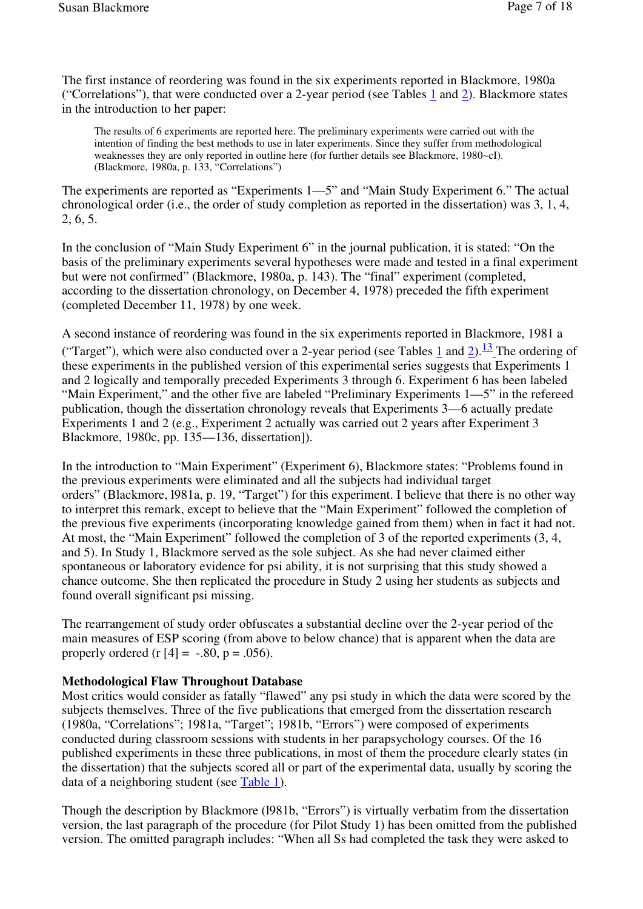The first instance of reordering was found in the six experiments reported in Blackmore, 1980a ("Correlations"), that were conducted over a 2-year period (see Tables 1 and 2). Blackmore states in the introduction to her paper:

> The results of 6 experiments are reported here. The preliminary experiments were carried out with the intention of finding the best methods to use in later experiments. Since they suffer from methodological weaknesses they are only reported in outline here (for further details see Blackmore, 1980~cI). (Blackmore, 1980a, p. 133, "Correlations")

The experiments are reported as "Experiments 1—5" and "Main Study Experiment 6." The actual chronological order (i.e., the order of study completion as reported in the dissertation) was 3, 1, 4, 2, 6, 5.

In the conclusion of "Main Study Experiment 6" in the journal publication, it is stated: "On the basis of the preliminary experiments several hypotheses were made and tested in a final experiment but were not confirmed" (Blackmore, 1980a, p. 143). The "final" experiment (completed, according to the dissertation chronology, on December 4, 1978) preceded the fifth experiment (completed December 11, 1978) by one week.

A second instance of reordering was found in the six experiments reported in Blackmore, 1981 a ("Target"), which were also conducted over a 2-year period (see Tables 1 and 2).[13] The ordering of these experiments in the published version of this experimental series suggests that Experiments 1 and 2 logically and temporally preceded Experiments 3 through 6. Experiment 6 has been labeled "Main Experiment," and the other five are labeled "Preliminary Experiments 1—5" in the refereed publication, though the dissertation chronology reveals that Experiments 3—6 actually predate Experiments 1 and 2 (e.g., Experiment 2 actually was carried out 2 years after Experiment 3 Blackmore, 1980c, pp. 135—136, dissertation]).

In the introduction to "Main Experiment" (Experiment 6), Blackmore states: "Problems found in the previous experiments were eliminated and all the subjects had individual target orders" (Blackmore, l981a, p. 19, "Target") for this experiment. I believe that there is no other way to interpret this remark, except to believe that the "Main Experiment" followed the completion of the previous five experiments (incorporating knowledge gained from them) when in fact it had not. At most, the "Main Experiment" followed the completion of 3 of the reported experiments (3, 4, and 5). In Study 1, Blackmore served as the sole subject. As she had never claimed either spontaneous or laboratory evidence for psi ability, it is not surprising that this study showed a chance outcome. She then replicated the procedure in Study 2 using her students as subjects and found overall significant psi missing.

The rearrangement of study order obfuscates a substantial decline over the 2-year period of the main measures of ESP scoring (from above to below chance) that is apparent when the data are properly ordered ($r\,[4] = -.80$, $p = .056$).

**Methodological Flaw Throughout Database**

Most critics would consider as fatally "flawed" any psi study in which the data were scored by the subjects themselves. Three of the five publications that emerged from the dissertation research (1980a, "Correlations"; 1981a, "Target"; 1981b, "Errors") were composed of experiments conducted during classroom sessions with students in her parapsychology courses. Of the 16 published experiments in these three publications, in most of them the procedure clearly states (in the dissertation) that the subjects scored all or part of the experimental data, usually by scoring the data of a neighboring student (see Table 1).

Though the description by Blackmore (l981b, "Errors") is virtually verbatim from the dissertation version, the last paragraph of the procedure (for Pilot Study 1) has been omitted from the published version. The omitted paragraph includes: "When all Ss had completed the task they were asked to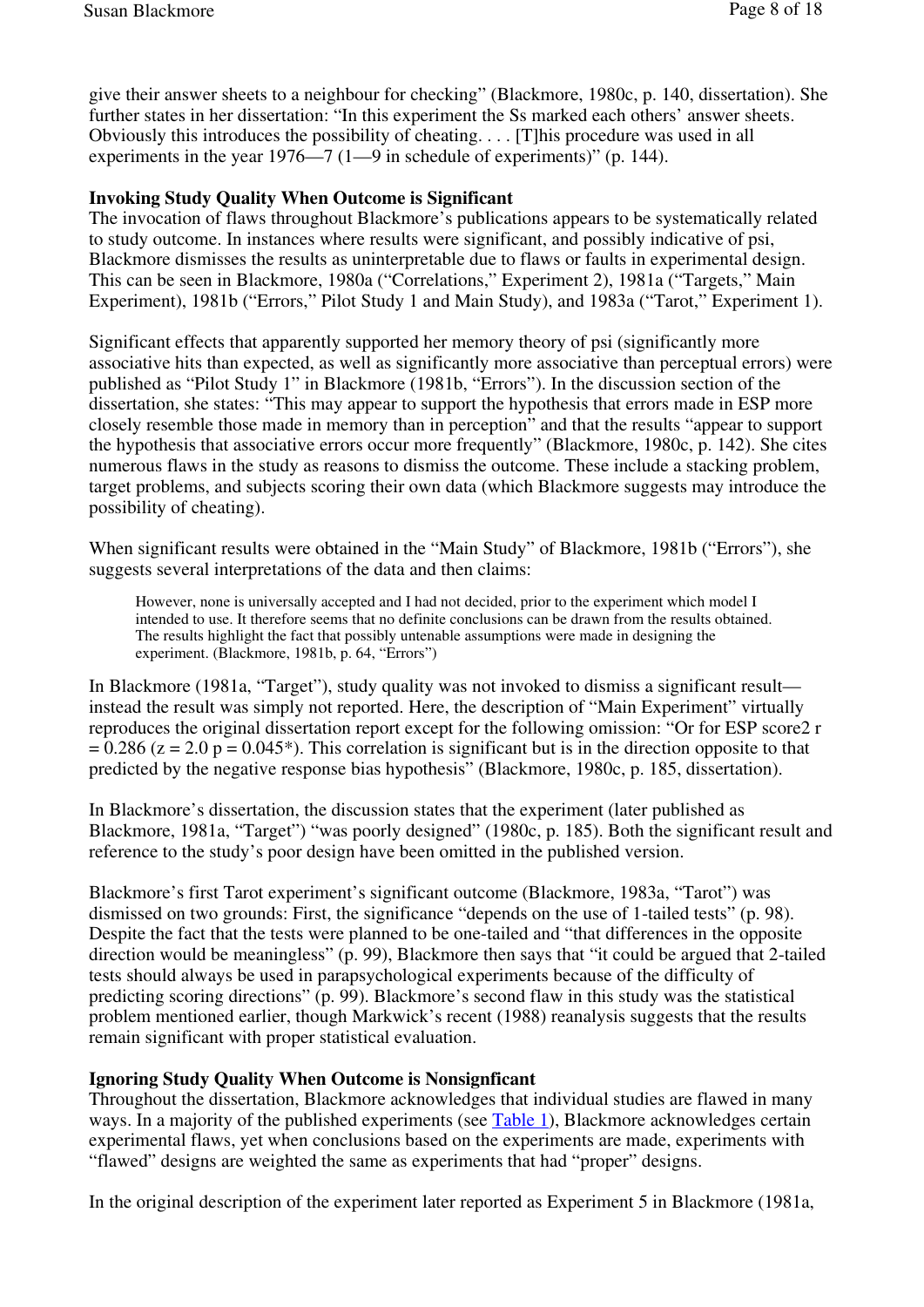give their answer sheets to a neighbour for checking" (Blackmore, 1980c, p. 140, dissertation). She further states in her dissertation: "In this experiment the Ss marked each others' answer sheets. Obviously this introduces the possibility of cheating. . . . [T]his procedure was used in all experiments in the year 1976—7 (1—9 in schedule of experiments)" (p. 144).

**Invoking Study Quality When Outcome is Significant**

The invocation of flaws throughout Blackmore's publications appears to be systematically related to study outcome. In instances where results were significant, and possibly indicative of psi, Blackmore dismisses the results as uninterpretable due to flaws or faults in experimental design. This can be seen in Blackmore, 1980a ("Correlations," Experiment 2), 1981a ("Targets," Main Experiment), 1981b ("Errors," Pilot Study 1 and Main Study), and 1983a ("Tarot," Experiment 1).

Significant effects that apparently supported her memory theory of psi (significantly more associative hits than expected, as well as significantly more associative than perceptual errors) were published as "Pilot Study 1" in Blackmore (1981b, "Errors"). In the discussion section of the dissertation, she states: "This may appear to support the hypothesis that errors made in ESP more closely resemble those made in memory than in perception" and that the results "appear to support the hypothesis that associative errors occur more frequently" (Blackmore, 1980c, p. 142). She cites numerous flaws in the study as reasons to dismiss the outcome. These include a stacking problem, target problems, and subjects scoring their own data (which Blackmore suggests may introduce the possibility of cheating).

When significant results were obtained in the "Main Study" of Blackmore, 1981b ("Errors"), she suggests several interpretations of the data and then claims:

> However, none is universally accepted and I had not decided, prior to the experiment which model I intended to use. It therefore seems that no definite conclusions can be drawn from the results obtained. The results highlight the fact that possibly untenable assumptions were made in designing the experiment. (Blackmore, 1981b, p. 64, "Errors")

In Blackmore (1981a, "Target"), study quality was not invoked to dismiss a significant result—instead the result was simply not reported. Here, the description of "Main Experiment" virtually reproduces the original dissertation report except for the following omission: "Or for ESP score2 r = 0.286 (z = 2.0 p = 0.045*). This correlation is significant but is in the direction opposite to that predicted by the negative response bias hypothesis" (Blackmore, 1980c, p. 185, dissertation).

In Blackmore's dissertation, the discussion states that the experiment (later published as Blackmore, 1981a, "Target") "was poorly designed" (1980c, p. 185). Both the significant result and reference to the study's poor design have been omitted in the published version.

Blackmore's first Tarot experiment's significant outcome (Blackmore, 1983a, "Tarot") was dismissed on two grounds: First, the significance "depends on the use of 1-tailed tests" (p. 98). Despite the fact that the tests were planned to be one-tailed and "that differences in the opposite direction would be meaningless" (p. 99), Blackmore then says that "it could be argued that 2-tailed tests should always be used in parapsychological experiments because of the difficulty of predicting scoring directions" (p. 99). Blackmore's second flaw in this study was the statistical problem mentioned earlier, though Markwick's recent (1988) reanalysis suggests that the results remain significant with proper statistical evaluation.

**Ignoring Study Quality When Outcome is Nonsignficant**

Throughout the dissertation, Blackmore acknowledges that individual studies are flawed in many ways. In a majority of the published experiments (see Table 1), Blackmore acknowledges certain experimental flaws, yet when conclusions based on the experiments are made, experiments with "flawed" designs are weighted the same as experiments that had "proper" designs.

In the original description of the experiment later reported as Experiment 5 in Blackmore (1981a,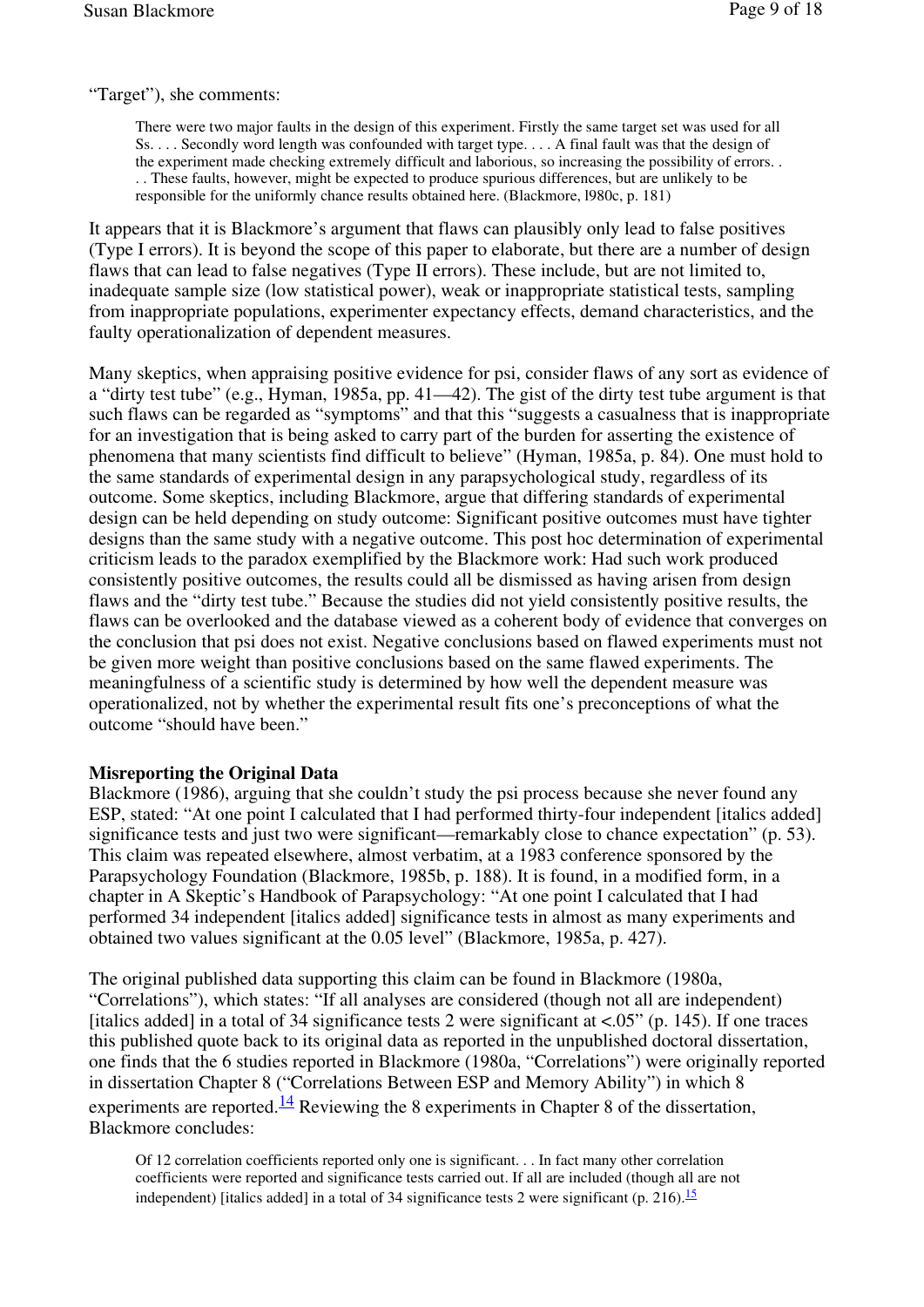"Target"), she comments:

> There were two major faults in the design of this experiment. Firstly the same target set was used for all Ss. . . . Secondly word length was confounded with target type. . . . A final fault was that the design of the experiment made checking extremely difficult and laborious, so increasing the possibility of errors. . . . These faults, however, might be expected to produce spurious differences, but are unlikely to be responsible for the uniformly chance results obtained here. (Blackmore, l980c, p. 181)

It appears that it is Blackmore's argument that flaws can plausibly only lead to false positives (Type I errors). It is beyond the scope of this paper to elaborate, but there are a number of design flaws that can lead to false negatives (Type II errors). These include, but are not limited to, inadequate sample size (low statistical power), weak or inappropriate statistical tests, sampling from inappropriate populations, experimenter expectancy effects, demand characteristics, and the faulty operationalization of dependent measures.

Many skeptics, when appraising positive evidence for psi, consider flaws of any sort as evidence of a "dirty test tube" (e.g., Hyman, 1985a, pp. 41—42). The gist of the dirty test tube argument is that such flaws can be regarded as "symptoms" and that this "suggests a casualness that is inappropriate for an investigation that is being asked to carry part of the burden for asserting the existence of phenomena that many scientists find difficult to believe" (Hyman, 1985a, p. 84). One must hold to the same standards of experimental design in any parapsychological study, regardless of its outcome. Some skeptics, including Blackmore, argue that differing standards of experimental design can be held depending on study outcome: Significant positive outcomes must have tighter designs than the same study with a negative outcome. This post hoc determination of experimental criticism leads to the paradox exemplified by the Blackmore work: Had such work produced consistently positive outcomes, the results could all be dismissed as having arisen from design flaws and the "dirty test tube." Because the studies did not yield consistently positive results, the flaws can be overlooked and the database viewed as a coherent body of evidence that converges on the conclusion that psi does not exist. Negative conclusions based on flawed experiments must not be given more weight than positive conclusions based on the same flawed experiments. The meaningfulness of a scientific study is determined by how well the dependent measure was operationalized, not by whether the experimental result fits one's preconceptions of what the outcome "should have been."

## Misreporting the Original Data

Blackmore (1986), arguing that she couldn't study the psi process because she never found any ESP, stated: "At one point I calculated that I had performed thirty-four independent [italics added] significance tests and just two were significant—remarkably close to chance expectation" (p. 53). This claim was repeated elsewhere, almost verbatim, at a 1983 conference sponsored by the Parapsychology Foundation (Blackmore, 1985b, p. 188). It is found, in a modified form, in a chapter in A Skeptic's Handbook of Parapsychology: "At one point I calculated that I had performed 34 independent [italics added] significance tests in almost as many experiments and obtained two values significant at the 0.05 level" (Blackmore, 1985a, p. 427).

The original published data supporting this claim can be found in Blackmore (1980a, "Correlations"), which states: "If all analyses are considered (though not all are independent) [italics added] in a total of 34 significance tests 2 were significant at <.05" (p. 145). If one traces this published quote back to its original data as reported in the unpublished doctoral dissertation, one finds that the 6 studies reported in Blackmore (1980a, "Correlations") were originally reported in dissertation Chapter 8 ("Correlations Between ESP and Memory Ability") in which 8 experiments are reported.[14] Reviewing the 8 experiments in Chapter 8 of the dissertation, Blackmore concludes:

> Of 12 correlation coefficients reported only one is significant. . . In fact many other correlation coefficients were reported and significance tests carried out. If all are included (though all are not independent) [italics added] in a total of 34 significance tests 2 were significant (p. 216).[15]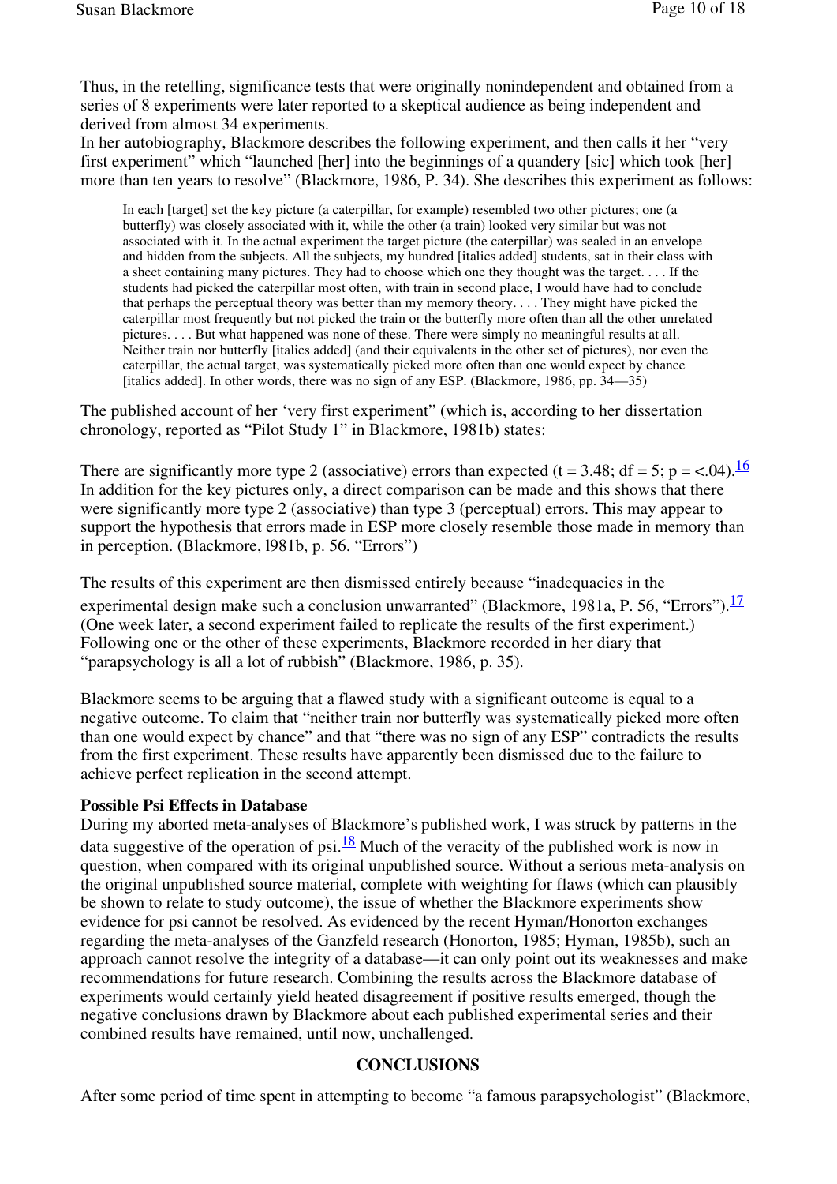Thus, in the retelling, significance tests that were originally nonindependent and obtained from a series of 8 experiments were later reported to a skeptical audience as being independent and derived from almost 34 experiments.
In her autobiography, Blackmore describes the following experiment, and then calls it her "very first experiment" which "launched [her] into the beginnings of a quandery [sic] which took [her] more than ten years to resolve" (Blackmore, 1986, P. 34). She describes this experiment as follows:

> In each [target] set the key picture (a caterpillar, for example) resembled two other pictures; one (a butterfly) was closely associated with it, while the other (a train) looked very similar but was not associated with it. In the actual experiment the target picture (the caterpillar) was sealed in an envelope and hidden from the subjects. All the subjects, my hundred [italics added] students, sat in their class with a sheet containing many pictures. They had to choose which one they thought was the target. . . . If the students had picked the caterpillar most often, with train in second place, I would have had to conclude that perhaps the perceptual theory was better than my memory theory. . . . They might have picked the caterpillar most frequently but not picked the train or the butterfly more often than all the other unrelated pictures. . . . But what happened was none of these. There were simply no meaningful results at all. Neither train nor butterfly [italics added] (and their equivalents in the other set of pictures), nor even the caterpillar, the actual target, was systematically picked more often than one would expect by chance [italics added]. In other words, there was no sign of any ESP. (Blackmore, 1986, pp. 34—35)

The published account of her 'very first experiment" (which is, according to her dissertation chronology, reported as "Pilot Study 1" in Blackmore, 1981b) states:

There are significantly more type 2 (associative) errors than expected ($t = 3.48$; $df = 5$; $p = <.04$).[16] In addition for the key pictures only, a direct comparison can be made and this shows that there were significantly more type 2 (associative) than type 3 (perceptual) errors. This may appear to support the hypothesis that errors made in ESP more closely resemble those made in memory than in perception. (Blackmore, l981b, p. 56. "Errors")

The results of this experiment are then dismissed entirely because "inadequacies in the experimental design make such a conclusion unwarranted" (Blackmore, 1981a, P. 56, "Errors").[17] (One week later, a second experiment failed to replicate the results of the first experiment.) Following one or the other of these experiments, Blackmore recorded in her diary that "parapsychology is all a lot of rubbish" (Blackmore, 1986, p. 35).

Blackmore seems to be arguing that a flawed study with a significant outcome is equal to a negative outcome. To claim that "neither train nor butterfly was systematically picked more often than one would expect by chance" and that "there was no sign of any ESP" contradicts the results from the first experiment. These results have apparently been dismissed due to the failure to achieve perfect replication in the second attempt.

**Possible Psi Effects in Database**

During my aborted meta-analyses of Blackmore's published work, I was struck by patterns in the data suggestive of the operation of psi.[18] Much of the veracity of the published work is now in question, when compared with its original unpublished source. Without a serious meta-analysis on the original unpublished source material, complete with weighting for flaws (which can plausibly be shown to relate to study outcome), the issue of whether the Blackmore experiments show evidence for psi cannot be resolved. As evidenced by the recent Hyman/Honorton exchanges regarding the meta-analyses of the Ganzfeld research (Honorton, 1985; Hyman, 1985b), such an approach cannot resolve the integrity of a database—it can only point out its weaknesses and make recommendations for future research. Combining the results across the Blackmore database of experiments would certainly yield heated disagreement if positive results emerged, though the negative conclusions drawn by Blackmore about each published experimental series and their combined results have remained, until now, unchallenged.

## CONCLUSIONS

After some period of time spent in attempting to become "a famous parapsychologist" (Blackmore,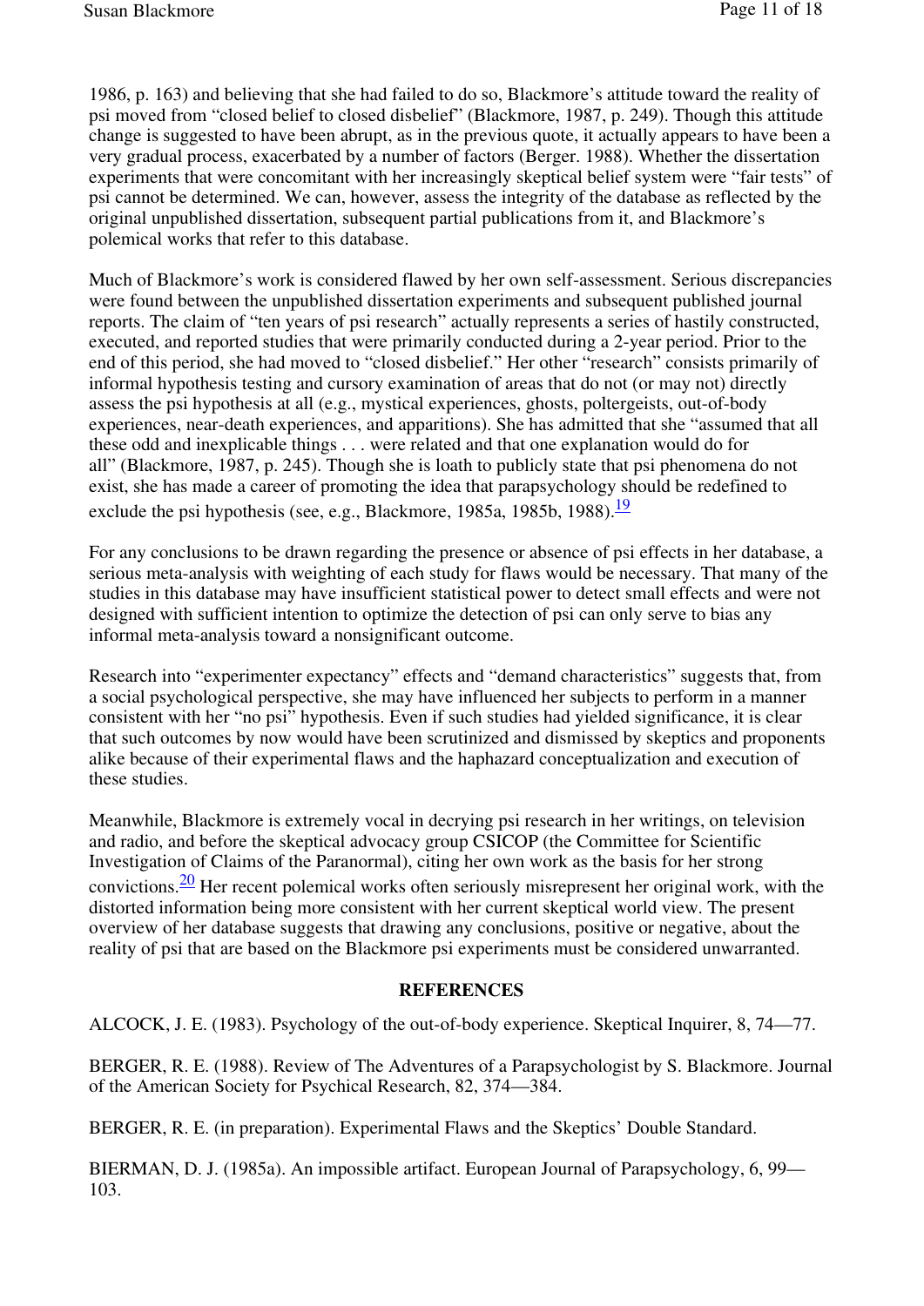1986, p. 163) and believing that she had failed to do so, Blackmore's attitude toward the reality of psi moved from "closed belief to closed disbelief" (Blackmore, 1987, p. 249). Though this attitude change is suggested to have been abrupt, as in the previous quote, it actually appears to have been a very gradual process, exacerbated by a number of factors (Berger. 1988). Whether the dissertation experiments that were concomitant with her increasingly skeptical belief system were "fair tests" of psi cannot be determined. We can, however, assess the integrity of the database as reflected by the original unpublished dissertation, subsequent partial publications from it, and Blackmore's polemical works that refer to this database.

Much of Blackmore's work is considered flawed by her own self-assessment. Serious discrepancies were found between the unpublished dissertation experiments and subsequent published journal reports. The claim of "ten years of psi research" actually represents a series of hastily constructed, executed, and reported studies that were primarily conducted during a 2-year period. Prior to the end of this period, she had moved to "closed disbelief." Her other "research" consists primarily of informal hypothesis testing and cursory examination of areas that do not (or may not) directly assess the psi hypothesis at all (e.g., mystical experiences, ghosts, poltergeists, out-of-body experiences, near-death experiences, and apparitions). She has admitted that she "assumed that all these odd and inexplicable things . . . were related and that one explanation would do for all" (Blackmore, 1987, p. 245). Though she is loath to publicly state that psi phenomena do not exist, she has made a career of promoting the idea that parapsychology should be redefined to exclude the psi hypothesis (see, e.g., Blackmore, 1985a, 1985b, 1988).[19]

For any conclusions to be drawn regarding the presence or absence of psi effects in her database, a serious meta-analysis with weighting of each study for flaws would be necessary. That many of the studies in this database may have insufficient statistical power to detect small effects and were not designed with sufficient intention to optimize the detection of psi can only serve to bias any informal meta-analysis toward a nonsignificant outcome.

Research into "experimenter expectancy" effects and "demand characteristics" suggests that, from a social psychological perspective, she may have influenced her subjects to perform in a manner consistent with her "no psi" hypothesis. Even if such studies had yielded significance, it is clear that such outcomes by now would have been scrutinized and dismissed by skeptics and proponents alike because of their experimental flaws and the haphazard conceptualization and execution of these studies.

Meanwhile, Blackmore is extremely vocal in decrying psi research in her writings, on television and radio, and before the skeptical advocacy group CSICOP (the Committee for Scientific Investigation of Claims of the Paranormal), citing her own work as the basis for her strong convictions.[20] Her recent polemical works often seriously misrepresent her original work, with the distorted information being more consistent with her current skeptical world view. The present overview of her database suggests that drawing any conclusions, positive or negative, about the reality of psi that are based on the Blackmore psi experiments must be considered unwarranted.

## REFERENCES

ALCOCK, J. E. (1983). Psychology of the out-of-body experience. Skeptical Inquirer, 8, 74—77.

BERGER, R. E. (1988). Review of The Adventures of a Parapsychologist by S. Blackmore. Journal of the American Society for Psychical Research, 82, 374—384.

BERGER, R. E. (in preparation). Experimental Flaws and the Skeptics' Double Standard.

BIERMAN, D. J. (1985a). An impossible artifact. European Journal of Parapsychology, 6, 99—103.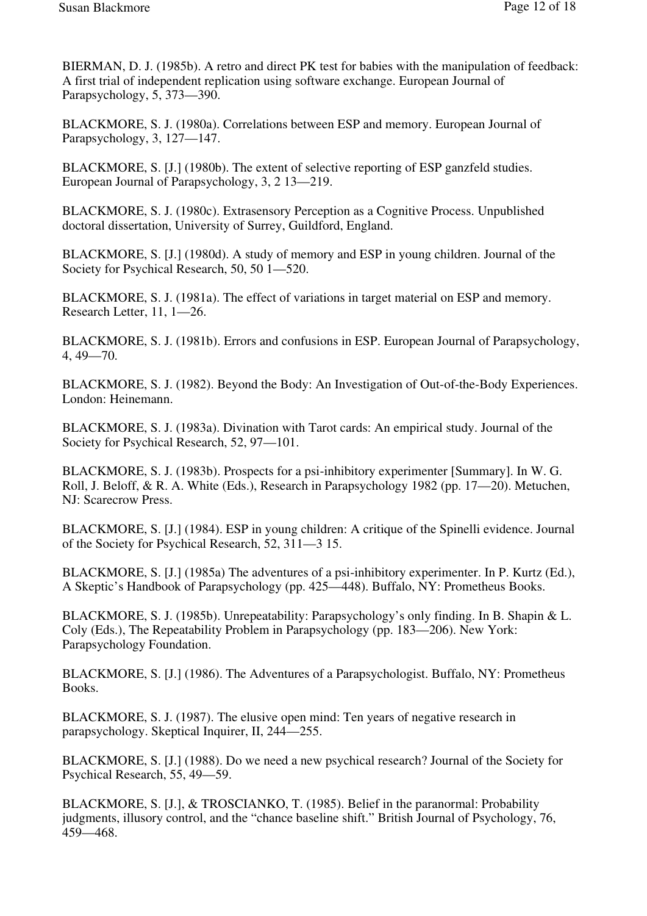BIERMAN, D. J. (1985b). A retro and direct PK test for babies with the manipulation of feedback: A first trial of independent replication using software exchange. European Journal of Parapsychology, 5, 373—390.

BLACKMORE, S. J. (1980a). Correlations between ESP and memory. European Journal of Parapsychology, 3, 127—147.

BLACKMORE, S. [J.] (1980b). The extent of selective reporting of ESP ganzfeld studies. European Journal of Parapsychology, 3, 2 13—219.

BLACKMORE, S. J. (1980c). Extrasensory Perception as a Cognitive Process. Unpublished doctoral dissertation, University of Surrey, Guildford, England.

BLACKMORE, S. [J.] (1980d). A study of memory and ESP in young children. Journal of the Society for Psychical Research, 50, 50 1—520.

BLACKMORE, S. J. (1981a). The effect of variations in target material on ESP and memory. Research Letter, 11, 1—26.

BLACKMORE, S. J. (1981b). Errors and confusions in ESP. European Journal of Parapsychology, 4, 49—70.

BLACKMORE, S. J. (1982). Beyond the Body: An Investigation of Out-of-the-Body Experiences. London: Heinemann.

BLACKMORE, S. J. (1983a). Divination with Tarot cards: An empirical study. Journal of the Society for Psychical Research, 52, 97—101.

BLACKMORE, S. J. (1983b). Prospects for a psi-inhibitory experimenter [Summary]. In W. G. Roll, J. Beloff, & R. A. White (Eds.), Research in Parapsychology 1982 (pp. 17—20). Metuchen, NJ: Scarecrow Press.

BLACKMORE, S. [J.] (1984). ESP in young children: A critique of the Spinelli evidence. Journal of the Society for Psychical Research, 52, 311—3 15.

BLACKMORE, S. [J.] (1985a) The adventures of a psi-inhibitory experimenter. In P. Kurtz (Ed.), A Skeptic's Handbook of Parapsychology (pp. 425—448). Buffalo, NY: Prometheus Books.

BLACKMORE, S. J. (1985b). Unrepeatability: Parapsychology's only finding. In B. Shapin & L. Coly (Eds.), The Repeatability Problem in Parapsychology (pp. 183—206). New York: Parapsychology Foundation.

BLACKMORE, S. [J.] (1986). The Adventures of a Parapsychologist. Buffalo, NY: Prometheus Books.

BLACKMORE, S. J. (1987). The elusive open mind: Ten years of negative research in parapsychology. Skeptical Inquirer, II, 244—255.

BLACKMORE, S. [J.] (1988). Do we need a new psychical research? Journal of the Society for Psychical Research, 55, 49—59.

BLACKMORE, S. [J.], & TROSCIANKO, T. (1985). Belief in the paranormal: Probability judgments, illusory control, and the "chance baseline shift." British Journal of Psychology, 76, 459—468.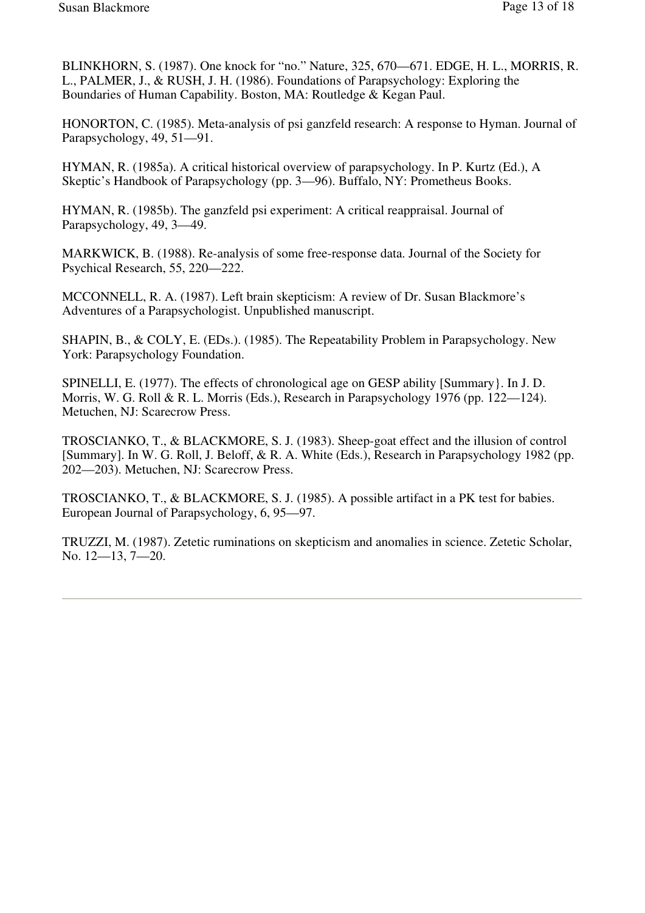BLINKHORN, S. (1987). One knock for "no." Nature, 325, 670—671. EDGE, H. L., MORRIS, R. L., PALMER, J., & RUSH, J. H. (1986). Foundations of Parapsychology: Exploring the Boundaries of Human Capability. Boston, MA: Routledge & Kegan Paul.

HONORTON, C. (1985). Meta-analysis of psi ganzfeld research: A response to Hyman. Journal of Parapsychology, 49, 51—91.

HYMAN, R. (1985a). A critical historical overview of parapsychology. In P. Kurtz (Ed.), A Skeptic's Handbook of Parapsychology (pp. 3—96). Buffalo, NY: Prometheus Books.

HYMAN, R. (1985b). The ganzfeld psi experiment: A critical reappraisal. Journal of Parapsychology, 49, 3—49.

MARKWICK, B. (1988). Re-analysis of some free-response data. Journal of the Society for Psychical Research, 55, 220—222.

MCCONNELL, R. A. (1987). Left brain skepticism: A review of Dr. Susan Blackmore's Adventures of a Parapsychologist. Unpublished manuscript.

SHAPIN, B., & COLY, E. (EDs.). (1985). The Repeatability Problem in Parapsychology. New York: Parapsychology Foundation.

SPINELLI, E. (1977). The effects of chronological age on GESP ability [Summary}. In J. D. Morris, W. G. Roll & R. L. Morris (Eds.), Research in Parapsychology 1976 (pp. 122—124). Metuchen, NJ: Scarecrow Press.

TROSCIANKO, T., & BLACKMORE, S. J. (1983). Sheep-goat effect and the illusion of control [Summary]. In W. G. Roll, J. Beloff, & R. A. White (Eds.), Research in Parapsychology 1982 (pp. 202—203). Metuchen, NJ: Scarecrow Press.

TROSCIANKO, T., & BLACKMORE, S. J. (1985). A possible artifact in a PK test for babies. European Journal of Parapsychology, 6, 95—97.

TRUZZI, M. (1987). Zetetic ruminations on skepticism and anomalies in science. Zetetic Scholar, No. 12—13, 7—20.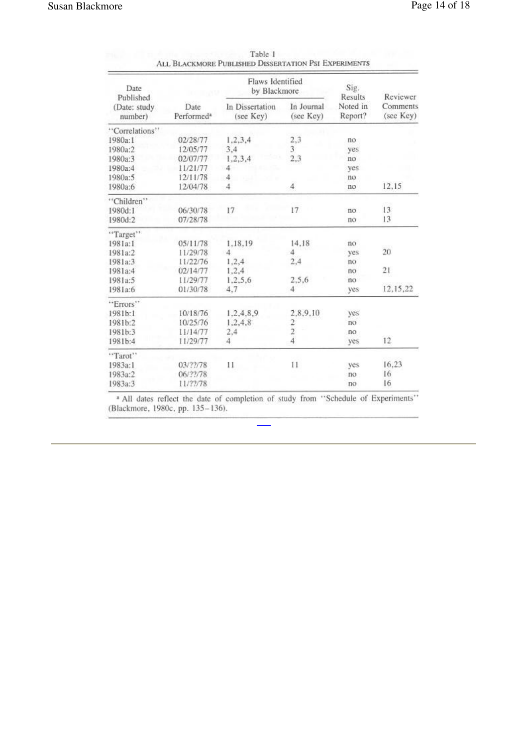Table 1
ALL BLACKMORE PUBLISHED DISSERTATION PSI EXPERIMENTS

| Date Published (Date: study number) | Date Performed[a] | Flaws Identified by Blackmore: In Dissertation (see Key) | Flaws Identified by Blackmore: In Journal (see Key) | Sig. Results Noted in Report? | Reviewer Comments (see Key) |
|---|---|---|---|---|---|
| "Correlations" | | | | | |
| 1980a:1 | 02/28/77 | 1,2,3,4 | 2,3 | no | |
| 1980a:2 | 12/05/77 | 3,4 | 3 | yes | |
| 1980a:3 | 02/07/77 | 1,2,3,4 | 2,3 | no | |
| 1980a:4 | 11/21/77 | 4 | | yes | |
| 1980a:5 | 12/11/78 | 4 | | no | |
| 1980a:6 | 12/04/78 | 4 | 4 | no | 12,15 |
| "Children" | | | | | |
| 1980d:1 | 06/30/78 | 17 | 17 | no | 13 |
| 1980d:2 | 07/28/78 | | | no | 13 |
| "Target" | | | | | |
| 1981a:1 | 05/11/78 | 1,18,19 | 14,18 | no | |
| 1981a:2 | 11/29/78 | 4 | 4 | yes | 20 |
| 1981a:3 | 11/22/76 | 1,2,4 | 2,4 | no | |
| 1981a:4 | 02/14/77 | 1,2,4 | | no | 21 |
| 1981a:5 | 11/29/77 | 1,2,5,6 | 2,5,6 | no | |
| 1981a:6 | 01/30/78 | 4,7 | 4 | yes | 12,15,22 |
| "Errors" | | | | | |
| 1981b:1 | 10/18/76 | 1,2,4,8,9 | 2,8,9,10 | yes | |
| 1981b:2 | 10/25/76 | 1,2,4,8 | 2 | no | |
| 1981b:3 | 11/14/77 | 2,4 | 2 | no | |
| 1981b:4 | 11/29/77 | 4 | 4 | yes | 12 |
| "Tarot" | | | | | |
| 1983a:1 | 03/??/78 | 11 | 11 | yes | 16,23 |
| 1983a:2 | 06/??/78 | | | no | 16 |
| 1983a:3 | 11/??/78 | | | no | 16 |

[a] All dates reflect the date of completion of study from "Schedule of Experiments" (Blackmore, 1980c, pp. 135–136).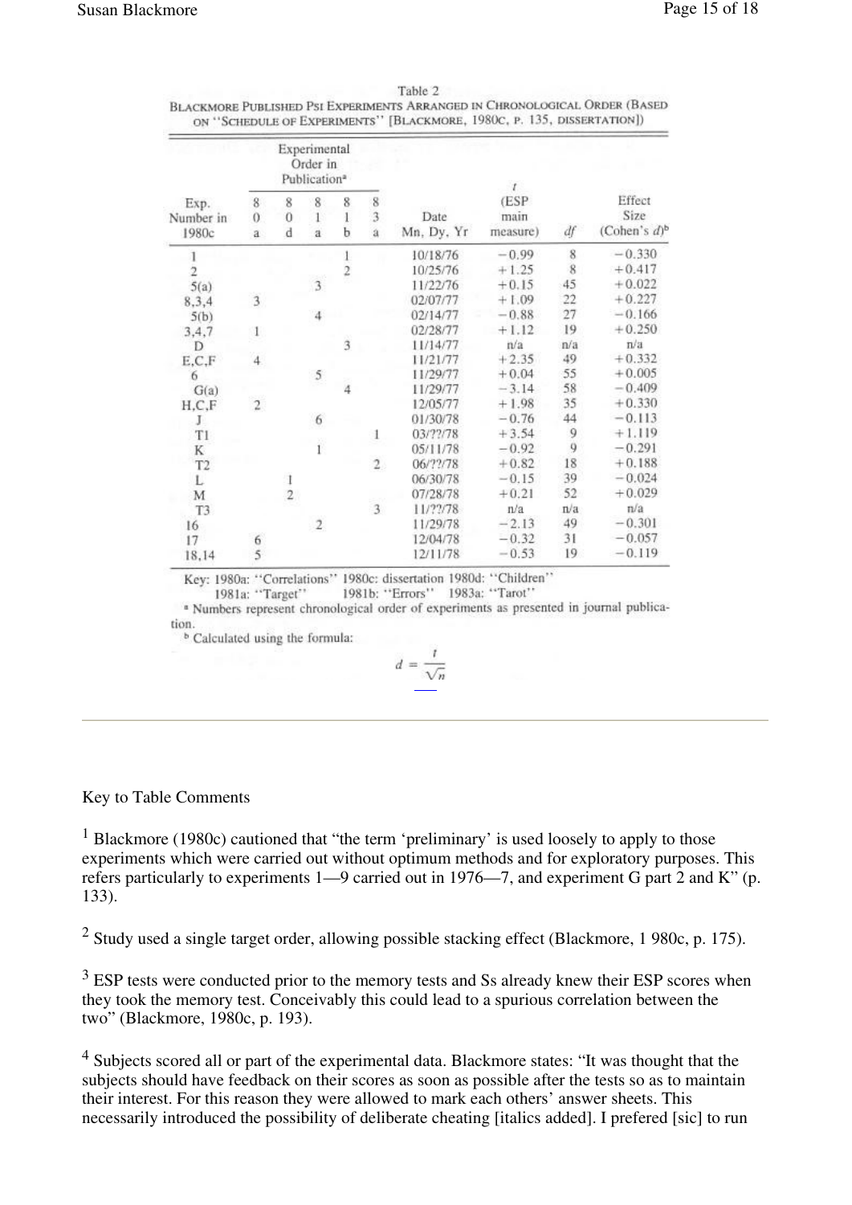Table 2
BLACKMORE PUBLISHED PSI EXPERIMENTS ARRANGED IN CHRONOLOGICAL ORDER (BASED ON "SCHEDULE OF EXPERIMENTS" [BLACKMORE, 1980C, P. 135, DISSERTATION])

| Exp. Number in 1980c | Experimental Order in Publication[a] | | | | | Date Mn, Dy, Yr | t (ESP main measure) | df | Effect Size (Cohen's d)[b] |
|---|---|---|---|---|---|---|---|---|---|
| | 80a | 80d | 81a | 81b | 83a | | | | |
| 1 | | | | 1 | | 10/18/76 | −0.99 | 8 | −0.330 |
| 2 | | | | 2 | | 10/25/76 | +1.25 | 8 | +0.417 |
| 5(a) | | | 3 | | | 11/22/76 | +0.15 | 45 | +0.022 |
| 8,3,4 | 3 | | | | | 02/07/77 | +1.09 | 22 | +0.227 |
| 5(b) | | | 4 | | | 02/14/77 | −0.88 | 27 | −0.166 |
| 3,4,7 | 1 | | | | | 02/28/77 | +1.12 | 19 | +0.250 |
| D | | | | 3 | | 11/14/77 | n/a | n/a | n/a |
| E,C,F | 4 | | | | | 11/21/77 | +2.35 | 49 | +0.332 |
| 6 | | | 5 | | | 11/29/77 | +0.04 | 55 | +0.005 |
| G(a) | | | | 4 | | 11/29/77 | −3.14 | 58 | −0.409 |
| H,C,F | 2 | | | | | 12/05/77 | +1.98 | 35 | +0.330 |
| J | | | 6 | | | 01/30/78 | −0.76 | 44 | −0.113 |
| T1 | | | | | 1 | 03/??/78 | +3.54 | 9 | +1.119 |
| K | | | 1 | | | 05/11/78 | −0.92 | 9 | −0.291 |
| T2 | | | | | 2 | 06/??/78 | +0.82 | 18 | +0.188 |
| L | | 1 | | | | 06/30/78 | −0.15 | 39 | −0.024 |
| M | | 2 | | | | 07/28/78 | +0.21 | 52 | +0.029 |
| T3 | | | | | 3 | 11/??/78 | n/a | n/a | n/a |
| 16 | | | 2 | | | 11/29/78 | −2.13 | 49 | −0.301 |
| 17 | 6 | | | | | 12/04/78 | −0.32 | 31 | −0.057 |
| 18,14 | 5 | | | | | 12/11/78 | −0.53 | 19 | −0.119 |

Key: 1980a: "Correlations" 1980c: dissertation 1980d: "Children"
1981a: "Target" 1981b: "Errors" 1983a: "Tarot"

[a] Numbers represent chronological order of experiments as presented in journal publication.

[b] Calculated using the formula:

$$d = \frac{t}{\sqrt{n}}$$

Key to Table Comments

[1] Blackmore (1980c) cautioned that "the term 'preliminary' is used loosely to apply to those experiments which were carried out without optimum methods and for exploratory purposes. This refers particularly to experiments 1—9 carried out in 1976—7, and experiment G part 2 and K" (p. 133).

[2] Study used a single target order, allowing possible stacking effect (Blackmore, 1 980c, p. 175).

[3] ESP tests were conducted prior to the memory tests and Ss already knew their ESP scores when they took the memory test. Conceivably this could lead to a spurious correlation between the two" (Blackmore, 1980c, p. 193).

[4] Subjects scored all or part of the experimental data. Blackmore states: "It was thought that the subjects should have feedback on their scores as soon as possible after the tests so as to maintain their interest. For this reason they were allowed to mark each others' answer sheets. This necessarily introduced the possibility of deliberate cheating [italics added]. I prefered [sic] to run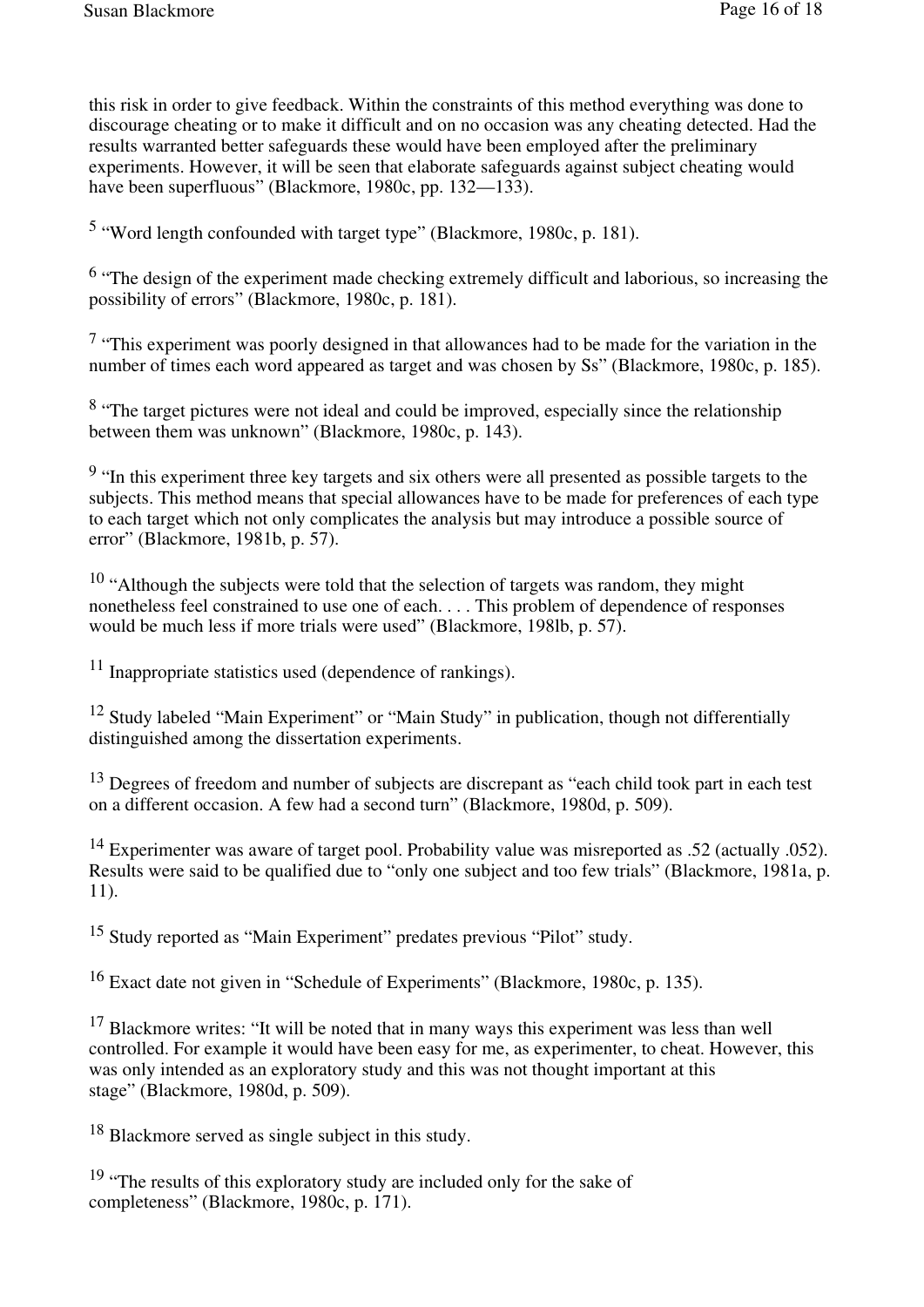this risk in order to give feedback. Within the constraints of this method everything was done to discourage cheating or to make it difficult and on no occasion was any cheating detected. Had the results warranted better safeguards these would have been employed after the preliminary experiments. However, it will be seen that elaborate safeguards against subject cheating would have been superfluous" (Blackmore, 1980c, pp. 132—133).

[5] "Word length confounded with target type" (Blackmore, 1980c, p. 181).

[6] "The design of the experiment made checking extremely difficult and laborious, so increasing the possibility of errors" (Blackmore, 1980c, p. 181).

[7] "This experiment was poorly designed in that allowances had to be made for the variation in the number of times each word appeared as target and was chosen by Ss" (Blackmore, 1980c, p. 185).

[8] "The target pictures were not ideal and could be improved, especially since the relationship between them was unknown" (Blackmore, 1980c, p. 143).

[9] "In this experiment three key targets and six others were all presented as possible targets to the subjects. This method means that special allowances have to be made for preferences of each type to each target which not only complicates the analysis but may introduce a possible source of error" (Blackmore, 1981b, p. 57).

[10] "Although the subjects were told that the selection of targets was random, they might nonetheless feel constrained to use one of each. . . . This problem of dependence of responses would be much less if more trials were used" (Blackmore, 198lb, p. 57).

[11] Inappropriate statistics used (dependence of rankings).

[12] Study labeled "Main Experiment" or "Main Study" in publication, though not differentially distinguished among the dissertation experiments.

[13] Degrees of freedom and number of subjects are discrepant as "each child took part in each test on a different occasion. A few had a second turn" (Blackmore, 1980d, p. 509).

[14] Experimenter was aware of target pool. Probability value was misreported as .52 (actually .052). Results were said to be qualified due to "only one subject and too few trials" (Blackmore, 1981a, p. 11).

[15] Study reported as "Main Experiment" predates previous "Pilot" study.

[16] Exact date not given in "Schedule of Experiments" (Blackmore, 1980c, p. 135).

[17] Blackmore writes: "It will be noted that in many ways this experiment was less than well controlled. For example it would have been easy for me, as experimenter, to cheat. However, this was only intended as an exploratory study and this was not thought important at this stage" (Blackmore, 1980d, p. 509).

[18] Blackmore served as single subject in this study.

[19] "The results of this exploratory study are included only for the sake of completeness" (Blackmore, 1980c, p. 171).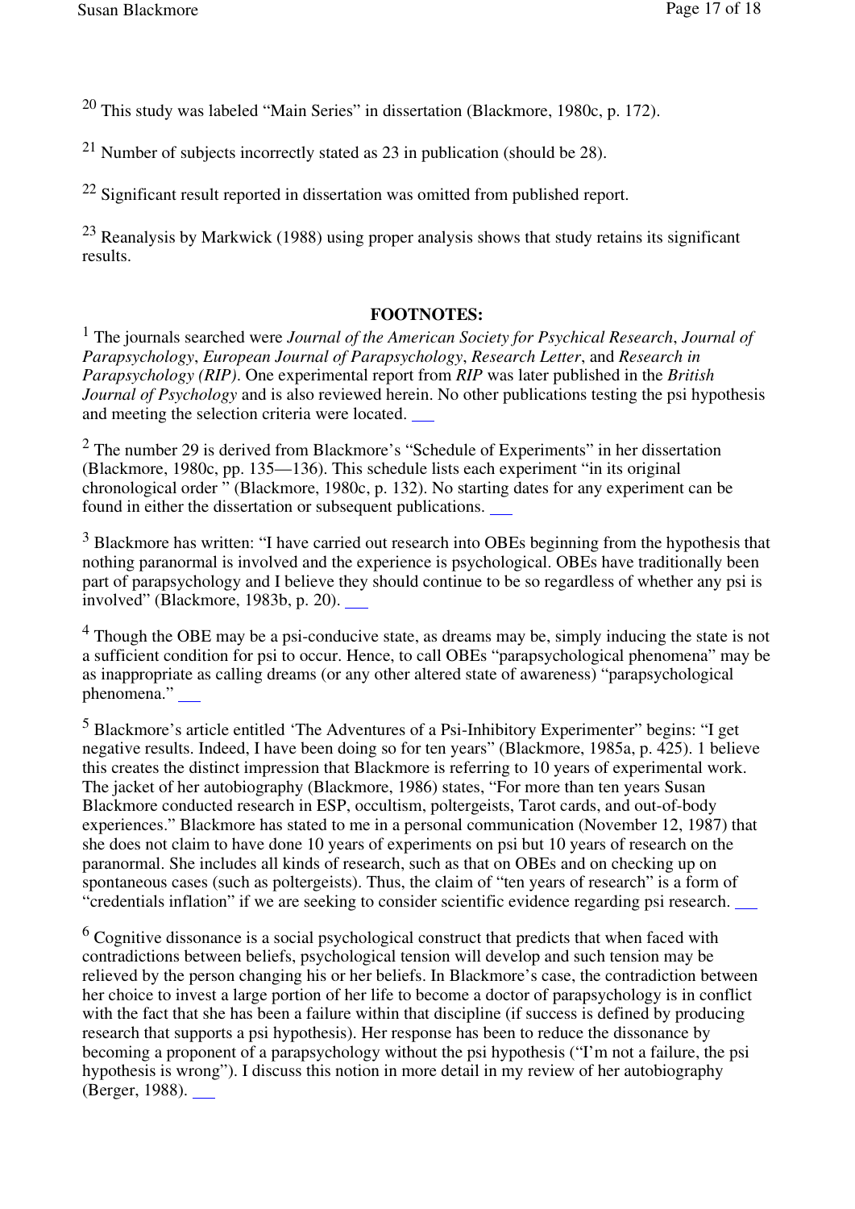[20] This study was labeled "Main Series" in dissertation (Blackmore, 1980c, p. 172).

[21] Number of subjects incorrectly stated as 23 in publication (should be 28).

[22] Significant result reported in dissertation was omitted from published report.

[23] Reanalysis by Markwick (1988) using proper analysis shows that study retains its significant results.

## FOOTNOTES:

[1] The journals searched were *Journal of the American Society for Psychical Research*, *Journal of Parapsychology*, *European Journal of Parapsychology*, *Research Letter*, and *Research in Parapsychology (RIP)*. One experimental report from *RIP* was later published in the *British Journal of Psychology* and is also reviewed herein. No other publications testing the psi hypothesis and meeting the selection criteria were located.

[2] The number 29 is derived from Blackmore's "Schedule of Experiments" in her dissertation (Blackmore, 1980c, pp. 135—136). This schedule lists each experiment "in its original chronological order " (Blackmore, 1980c, p. 132). No starting dates for any experiment can be found in either the dissertation or subsequent publications.

[3] Blackmore has written: "I have carried out research into OBEs beginning from the hypothesis that nothing paranormal is involved and the experience is psychological. OBEs have traditionally been part of parapsychology and I believe they should continue to be so regardless of whether any psi is involved" (Blackmore, 1983b, p. 20).

[4] Though the OBE may be a psi-conducive state, as dreams may be, simply inducing the state is not a sufficient condition for psi to occur. Hence, to call OBEs "parapsychological phenomena" may be as inappropriate as calling dreams (or any other altered state of awareness) "parapsychological phenomena."

[5] Blackmore's article entitled 'The Adventures of a Psi-Inhibitory Experimenter" begins: "I get negative results. Indeed, I have been doing so for ten years" (Blackmore, 1985a, p. 425). 1 believe this creates the distinct impression that Blackmore is referring to 10 years of experimental work. The jacket of her autobiography (Blackmore, 1986) states, "For more than ten years Susan Blackmore conducted research in ESP, occultism, poltergeists, Tarot cards, and out-of-body experiences." Blackmore has stated to me in a personal communication (November 12, 1987) that she does not claim to have done 10 years of experiments on psi but 10 years of research on the paranormal. She includes all kinds of research, such as that on OBEs and on checking up on spontaneous cases (such as poltergeists). Thus, the claim of "ten years of research" is a form of "credentials inflation" if we are seeking to consider scientific evidence regarding psi research.

[6] Cognitive dissonance is a social psychological construct that predicts that when faced with contradictions between beliefs, psychological tension will develop and such tension may be relieved by the person changing his or her beliefs. In Blackmore's case, the contradiction between her choice to invest a large portion of her life to become a doctor of parapsychology is in conflict with the fact that she has been a failure within that discipline (if success is defined by producing research that supports a psi hypothesis). Her response has been to reduce the dissonance by becoming a proponent of a parapsychology without the psi hypothesis ("I'm not a failure, the psi hypothesis is wrong"). I discuss this notion in more detail in my review of her autobiography (Berger, 1988).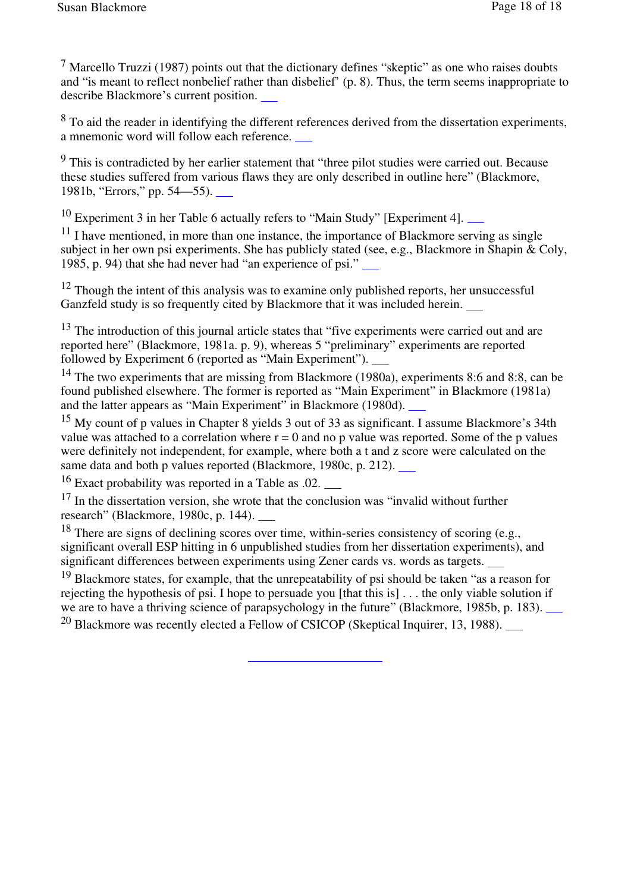[7] Marcello Truzzi (1987) points out that the dictionary defines "skeptic" as one who raises doubts and "is meant to reflect nonbelief rather than disbelief' (p. 8). Thus, the term seems inappropriate to describe Blackmore's current position.

[8] To aid the reader in identifying the different references derived from the dissertation experiments, a mnemonic word will follow each reference.

[9] This is contradicted by her earlier statement that "three pilot studies were carried out. Because these studies suffered from various flaws they are only described in outline here" (Blackmore, 1981b, "Errors," pp. 54—55).

[10] Experiment 3 in her Table 6 actually refers to "Main Study" [Experiment 4].

[11] I have mentioned, in more than one instance, the importance of Blackmore serving as single subject in her own psi experiments. She has publicly stated (see, e.g., Blackmore in Shapin & Coly, 1985, p. 94) that she had never had "an experience of psi."

[12] Though the intent of this analysis was to examine only published reports, her unsuccessful Ganzfeld study is so frequently cited by Blackmore that it was included herein.

[13] The introduction of this journal article states that "five experiments were carried out and are reported here" (Blackmore, 1981a. p. 9), whereas 5 "preliminary" experiments are reported followed by Experiment 6 (reported as "Main Experiment").

[14] The two experiments that are missing from Blackmore (1980a), experiments 8:6 and 8:8, can be found published elsewhere. The former is reported as "Main Experiment" in Blackmore (1981a) and the latter appears as "Main Experiment" in Blackmore (1980d).

[15] My count of p values in Chapter 8 yields 3 out of 33 as significant. I assume Blackmore's 34th value was attached to a correlation where $r = 0$ and no p value was reported. Some of the p values were definitely not independent, for example, where both a t and z score were calculated on the same data and both p values reported (Blackmore, 1980c, p. 212).

[16] Exact probability was reported in a Table as .02.

[17] In the dissertation version, she wrote that the conclusion was "invalid without further research" (Blackmore, 1980c, p. 144).

[18] There are signs of declining scores over time, within-series consistency of scoring (e.g., significant overall ESP hitting in 6 unpublished studies from her dissertation experiments), and significant differences between experiments using Zener cards vs. words as targets.

[19] Blackmore states, for example, that the unrepeatability of psi should be taken "as a reason for rejecting the hypothesis of psi. I hope to persuade you [that this is] . . . the only viable solution if we are to have a thriving science of parapsychology in the future" (Blackmore, 1985b, p. 183).

[20] Blackmore was recently elected a Fellow of CSICOP (Skeptical Inquirer, 13, 1988).